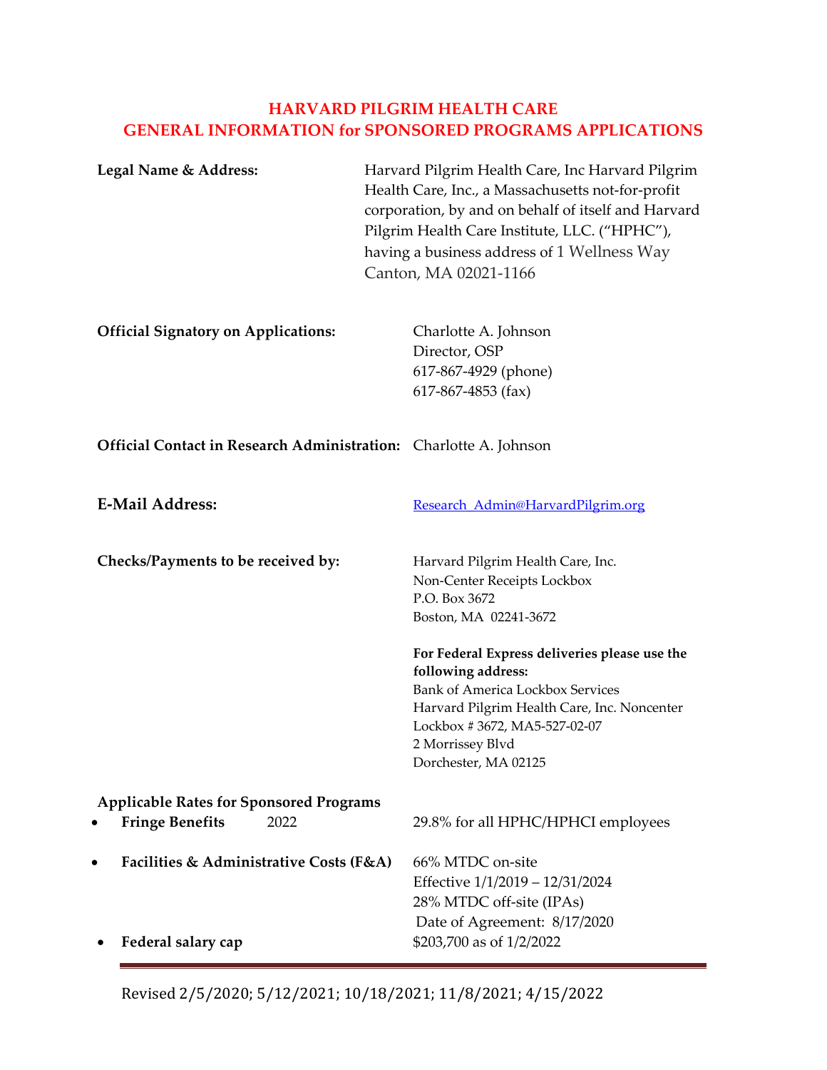# HARVARD PILGRIM HEALTH CARE
# GENERAL INFORMATION for SPONSORED PROGRAMS APPLICATIONS

**Legal Name & Address:** Harvard Pilgrim Health Care, Inc Harvard Pilgrim Health Care, Inc., a Massachusetts not-for-profit corporation, by and on behalf of itself and Harvard Pilgrim Health Care Institute, LLC. ("HPHC"), having a business address of 1 Wellness Way Canton, MA 02021-1166

**Official Signatory on Applications:** Charlotte A. Johnson
Director, OSP
617-867-4929 (phone)
617-867-4853 (fax)

**Official Contact in Research Administration:** Charlotte A. Johnson

**E-Mail Address:** Research_Admin@HarvardPilgrim.org

**Checks/Payments to be received by:** Harvard Pilgrim Health Care, Inc.
Non-Center Receipts Lockbox
P.O. Box 3672
Boston, MA 02241-3672

**For Federal Express deliveries please use the following address:**
Bank of America Lockbox Services
Harvard Pilgrim Health Care, Inc. Noncenter
Lockbox # 3672, MA5-527-02-07
2 Morrissey Blvd
Dorchester, MA 02125

**Applicable Rates for Sponsored Programs**

- **Fringe Benefits** 2022 — 29.8% for all HPHC/HPHCI employees
- **Facilities & Administrative Costs (F&A)** — 66% MTDC on-site
  Effective 1/1/2019 – 12/31/2024
  28% MTDC off-site (IPAs)
  Date of Agreement: 8/17/2020
- **Federal salary cap** — $203,700 as of 1/2/2022

Revised 2/5/2020; 5/12/2021; 10/18/2021; 11/8/2021; 4/15/2022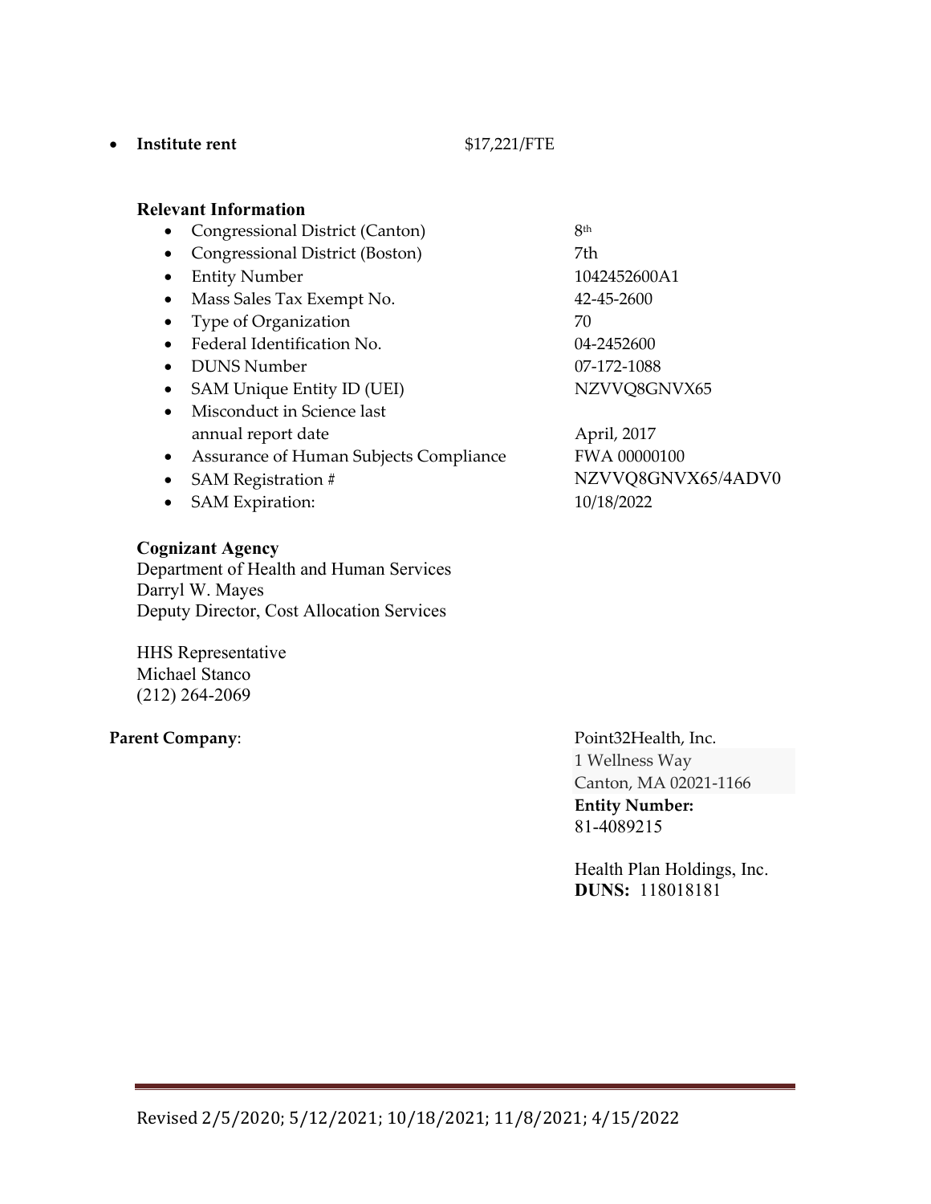- **Institute rent** $17,221/FTE

**Relevant Information**

| | |
|---|---|
| Congressional District (Canton) | 8th |
| Congressional District (Boston) | 7th |
| Entity Number | 1042452600A1 |
| Mass Sales Tax Exempt No. | 42-45-2600 |
| Type of Organization | 70 |
| Federal Identification No. | 04-2452600 |
| DUNS Number | 07-172-1088 |
| SAM Unique Entity ID (UEI) | NZVVQ8GNVX65 |
| Misconduct in Science last annual report date | April, 2017 |
| Assurance of Human Subjects Compliance | FWA 00000100 |
| SAM Registration # | NZVVQ8GNVX65/4ADV0 |
| SAM Expiration: | 10/18/2022 |

**Cognizant Agency**
Department of Health and Human Services
Darryl W. Mayes
Deputy Director, Cost Allocation Services

HHS Representative
Michael Stanco
(212) 264-2069

**Parent Company**:

Point32Health, Inc.
1 Wellness Way
Canton, MA 02021-1166
**Entity Number:**
81-4089215

Health Plan Holdings, Inc.
**DUNS:** 118018181

Revised 2/5/2020; 5/12/2021; 10/18/2021; 11/8/2021; 4/15/2022